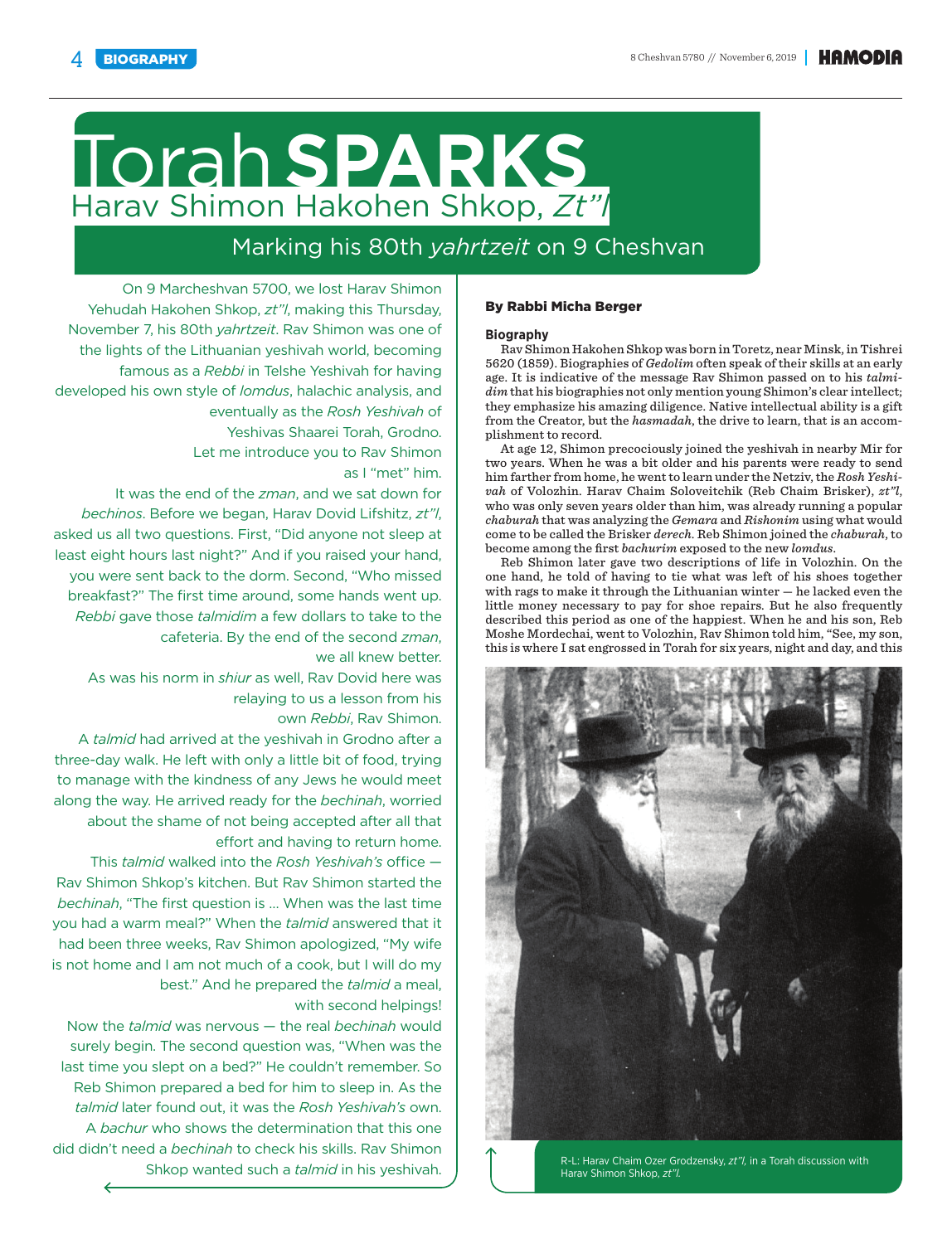# Torah SPARKS

## Harav Shimon Hakohen Shkop, *Zt"l*

### Marking his 80th *yahrtzeit* on 9 Cheshvan

On 9 Marcheshvan 5700, we lost Harav Shimon Yehudah Hakohen Shkop, *zt"l*, making this Thursday, November 7, his 80th *yahrtzeit*. Rav Shimon was one of the lights of the Lithuanian yeshivah world, becoming famous as a *Rebbi* in Telshe Yeshivah for having developed his own style of *lomdus*, halachic analysis, and eventually as the *Rosh Yeshivah* of Yeshivas Shaarei Torah, Grodno.

Let me introduce you to Rav Shimon as I "met" him.

It was the end of the *zman*, and we sat down for *bechinos*. Before we began, Harav Dovid Lifshitz, *zt"l*, asked us all two questions. First, "Did anyone not sleep at least eight hours last night?" And if you raised your hand, you were sent back to the dorm. Second, "Who missed breakfast?" The first time around, some hands went up. *Rebbi* gave those *talmidim* a few dollars to take to the cafeteria. By the end of the second *zman*, we all knew better.

As was his norm in *shiur* as well, Rav Dovid here was relaying to us a lesson from his own *Rebbi*, Rav Shimon.

A *talmid* had arrived at the yeshivah in Grodno after a three-day walk. He left with only a little bit of food, trying to manage with the kindness of any Jews he would meet along the way. He arrived ready for the *bechinah*, worried about the shame of not being accepted after all that effort and having to return home.

This *talmid* walked into the *Rosh Yeshivah's* office — Rav Shimon Shkop's kitchen. But Rav Shimon started the *bechinah*, "The first question is … When was the last time you had a warm meal?" When the *talmid* answered that it had been three weeks, Rav Shimon apologized, "My wife is not home and I am not much of a cook, but I will do my best." And he prepared the *talmid* a meal, with second helpings!

Now the *talmid* was nervous — the real *bechinah* would surely begin. The second question was, "When was the last time you slept on a bed?" He couldn't remember. So Reb Shimon prepared a bed for him to sleep in. As the *talmid* later found out, it was the *Rosh Yeshivah's* own.

A *bachur* who shows the determination that this one did didn't need a *bechinah* to check his skills. Rav Shimon Shkop wanted such a *talmid* in his yeshivah.

**By Rabbi Micha Berger**

**Biography**

Rav Shimon Hakohen Shkop was born in Toretz, near Minsk, in Tishrei 5620 (1859). Biographies of *Gedolim* often speak of their skills at an early age. It is indicative of the message Rav Shimon passed on to his *talmidim* that his biographies not only mention young Shimon's clear intellect; they emphasize his amazing diligence. Native intellectual ability is a gift from the Creator, but the *hasmadah*, the drive to learn, that is an accomplishment to record.

At age 12, Shimon precociously joined the yeshivah in nearby Mir for two years. When he was a bit older and his parents were ready to send him farther from home, he went to learn under the Netziv, the *Rosh Yeshivah* of Volozhin. Harav Chaim Soloveitchik (Reb Chaim Brisker), *zt"l*, who was only seven years older than him, was already running a popular *chaburah* that was analyzing the *Gemara* and *Rishonim* using what would come to be called the Brisker *derech*. Reb Shimon joined the *chaburah*, to become among the first *bachurim* exposed to the new *lomdus*.

Reb Shimon later gave two descriptions of life in Volozhin. On the one hand, he told of having to tie what was left of his shoes together with rags to make it through the Lithuanian winter — he lacked even the little money necessary to pay for shoe repairs. But he also frequently described this period as one of the happiest. When he and his son, Reb Moshe Mordechai, went to Volozhin, Rav Shimon told him, "See, my son, this is where I sat engrossed in Torah for six years, night and day, and this

R-L: Harav Chaim Ozer Grodzensky, *zt"l*, in a Torah discussion with Harav Shimon Shkop, *zt"l*.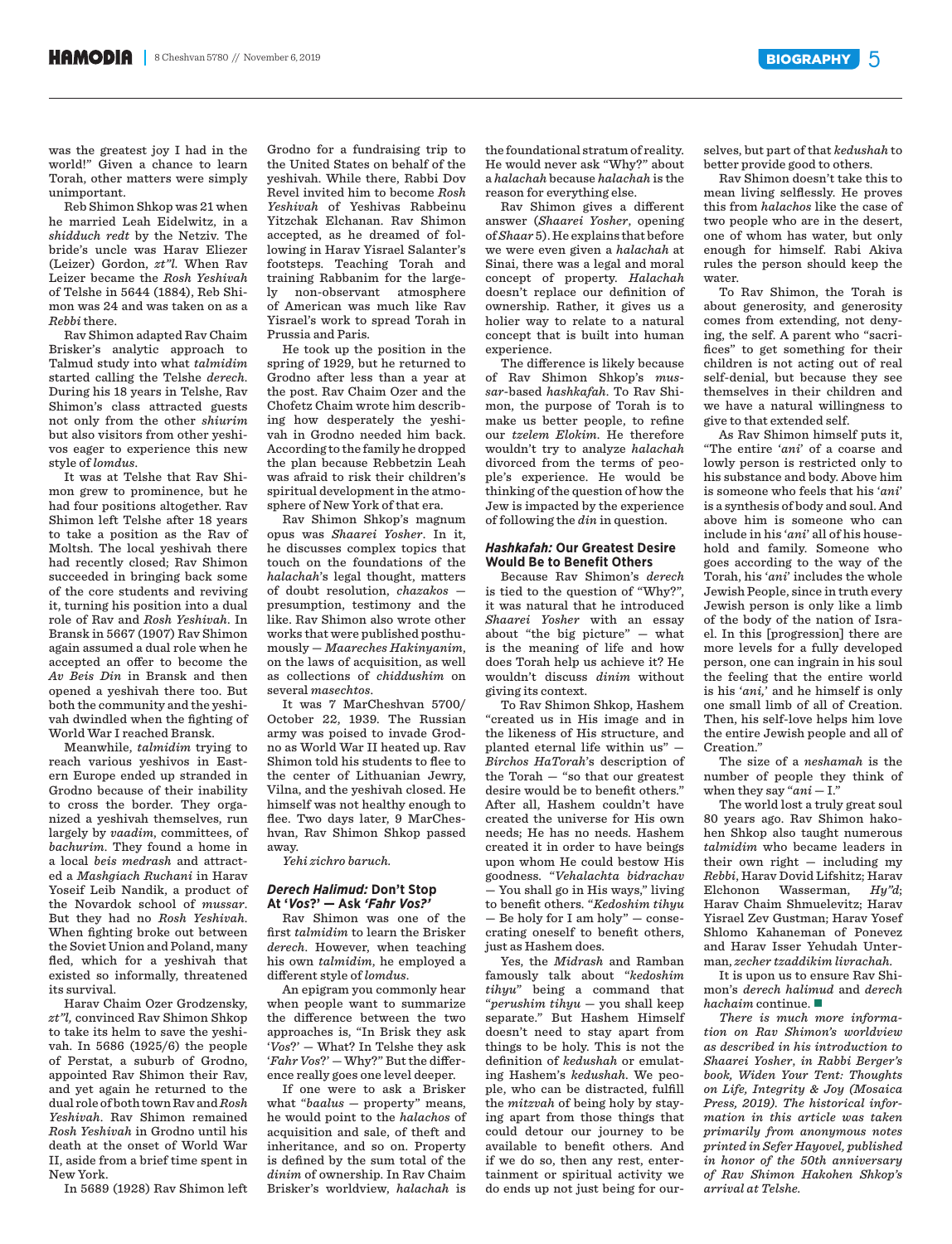was the greatest joy I had in the world!" Given a chance to learn Torah, other matters were simply unimportant.

Reb Shimon Shkop was 21 when he married Leah Eidelwitz, in a *shidduch redt* by the Netziv. The bride's uncle was Harav Eliezer (Leizer) Gordon, *zt"l*. When Rav Leizer became the *Rosh Yeshivah* of Telshe in 5644 (1884), Reb Shimon was 24 and was taken on as a *Rebbi* there.

Rav Shimon adapted Rav Chaim Brisker's analytic approach to Talmud study into what *talmidim* started calling the Telshe *derech*. During his 18 years in Telshe, Rav Shimon's class attracted guests not only from the other *shiurim* but also visitors from other yeshivos eager to experience this new style of *lomdus*.

It was at Telshe that Rav Shimon grew to prominence, but he had four positions altogether. Rav Shimon left Telshe after 18 years to take a position as the Rav of Moltsh. The local yeshivah there had recently closed; Rav Shimon succeeded in bringing back some of the core students and reviving it, turning his position into a dual role of Rav and *Rosh Yeshivah*. In Bransk in 5667 (1907) Rav Shimon again assumed a dual role when he accepted an offer to become the *Av Beis Din* in Bransk and then opened a yeshivah there too. But both the community and the yeshivah dwindled when the fighting of World War I reached Bransk.

Meanwhile, *talmidim* trying to reach various yeshivos in Eastern Europe ended up stranded in Grodno because of their inability to cross the border. They organized a yeshivah themselves, run largely by *vaadim*, committees, of *bachurim*. They found a home in a local *beis medrash* and attracted a *Mashgiach Ruchani* in Harav Yoseif Leib Nandik, a product of the Novardok school of *mussar*. But they had no *Rosh Yeshivah*. When fighting broke out between the Soviet Union and Poland, many fled, which for a yeshivah that existed so informally, threatened its survival.

Harav Chaim Ozer Grodzensky, *zt"l*, convinced Rav Shimon Shkop to take its helm to save the yeshivah. In 5686 (1925/6) the people of Perstat, a suburb of Grodno, appointed Rav Shimon their Rav, and yet again he returned to the dual role of both town Rav and *Rosh Yeshivah*. Rav Shimon remained *Rosh Yeshivah* in Grodno until his death at the onset of World War II, aside from a brief time spent in New York.

In 5689 (1928) Rav Shimon left Grodno for a fundraising trip to the United States on behalf of the yeshivah. While there, Rabbi Dov Revel invited him to become *Rosh Yeshivah* of Yeshivas Rabbeinu Yitzchak Elchanan. Rav Shimon accepted, as he dreamed of following in Harav Yisrael Salanter's footsteps. Teaching Torah and training Rabbanim for the largely non-observant atmosphere of American was much like Rav Yisrael's work to spread Torah in Prussia and Paris.

He took up the position in the spring of 1929, but he returned to Grodno after less than a year at the post. Rav Chaim Ozer and the Chofetz Chaim wrote him describing how desperately the yeshivah in Grodno needed him back. According to the family he dropped the plan because Rebbetzin Leah was afraid to risk their children's spiritual development in the atmosphere of New York of that era.

Rav Shimon Shkop's magnum opus was *Shaarei Yosher*. In it, he discusses complex topics that touch on the foundations of the *halachah*'s legal thought, matters of doubt resolution, *chazakos* — presumption, testimony and the like. Rav Shimon also wrote other works that were published posthumously — *Maareches Hakinyanim*, on the laws of acquisition, as well as collections of *chiddushim* on several *masechtos*.

It was 7 MarCheshvan 5700/ October 22, 1939. The Russian army was poised to invade Grodno as World War II heated up. Rav Shimon told his students to flee to the center of Lithuanian Jewry, Vilna, and the yeshivah closed. He himself was not healthy enough to flee. Two days later, 9 MarCheshvan, Rav Shimon Shkop passed away.

*Yehi zichro baruch.*

### *Derech Halimud:* Don't Stop At '*Vos*?' — Ask *'Fahr Vos?'*

Rav Shimon was one of the first *talmidim* to learn the Brisker *derech*. However, when teaching his own *talmidim*, he employed a different style of *lomdus*.

An epigram you commonly hear when people want to summarize the difference between the two approaches is, "In Brisk they ask '*Vos*?' — What? In Telshe they ask '*Fahr Vos*?' — Why?" But the difference really goes one level deeper.

If one were to ask a Brisker what "*baalus* — property" means, he would point to the *halachos* of acquisition and sale, of theft and inheritance, and so on. Property is defined by the sum total of the *dinim* of ownership. In Rav Chaim Brisker's worldview, *halachah* is the foundational stratum of reality. He would never ask "Why?" about a *halachah* because *halachah* is the reason for everything else.

Rav Shimon gives a different answer (*Shaarei Yosher*, opening of *Shaar* 5). He explains that before we were even given a *halachah* at Sinai, there was a legal and moral concept of property. *Halachah* doesn't replace our definition of ownership. Rather, it gives us a holier way to relate to a natural concept that is built into human experience.

The difference is likely because of Rav Shimon Shkop's *mussar*-based *hashkafah*. To Rav Shimon, the purpose of Torah is to make us better people, to refine our *tzelem Elokim*. He therefore wouldn't try to analyze *halachah* divorced from the terms of people's experience. He would be thinking of the question of how the Jew is impacted by the experience of following the *din* in question.

### *Hashkafah:* Our Greatest Desire Would Be to Benefit Others

Because Rav Shimon's *derech* is tied to the question of "Why?", it was natural that he introduced *Shaarei Yosher* with an essay about "the big picture" — what is the meaning of life and how does Torah help us achieve it? He wouldn't discuss *dinim* without giving its context.

To Rav Shimon Shkop, Hashem "created us in His image and in the likeness of His structure, and planted eternal life within us" — *Birchos HaTorah*'s description of the Torah — "so that our greatest desire would be to benefit others." After all, Hashem couldn't have created the universe for His own needs; He has no needs. Hashem created it in order to have beings upon whom He could bestow His goodness. "*Vehalachta bidrachav* — You shall go in His ways," living to benefit others. "*Kedoshim tihyu* — Be holy for I am holy" — consecrating oneself to benefit others, just as Hashem does.

Yes, the *Midrash* and Ramban famously talk about "*kedoshim tihyu*" being a command that "*perushim tihyu* — you shall keep separate." But Hashem Himself doesn't need to stay apart from things to be holy. This is not the definition of *kedushah* or emulating Hashem's *kedushah*. We people, who can be distracted, fulfill the *mitzvah* of being holy by staying apart from those things that could detour our journey to be available to benefit others. And if we do so, then any rest, entertainment or spiritual activity we do ends up not just being for ourselves, but part of that *kedushah* to better provide good to others.

Rav Shimon doesn't take this to mean living selflessly. He proves this from *halachos* like the case of two people who are in the desert, one of whom has water, but only enough for himself. Rabi Akiva rules the person should keep the water.

To Rav Shimon, the Torah is about generosity, and generosity comes from extending, not denying, the self. A parent who "sacrifices" to get something for their children is not acting out of real self-denial, but because they see themselves in their children and we have a natural willingness to give to that extended self.

As Rav Shimon himself puts it, "The entire '*ani*' of a coarse and lowly person is restricted only to his substance and body. Above him is someone who feels that his '*ani*' is a synthesis of body and soul. And above him is someone who can include in his '*ani*' all of his household and family. Someone who goes according to the way of the Torah, his '*ani*' includes the whole Jewish People, since in truth every Jewish person is only like a limb of the body of the nation of Israel. In this [progression] there are more levels for a fully developed person, one can ingrain in his soul the feeling that the entire world is his '*ani*,' and he himself is only one small limb of all of Creation. Then, his self-love helps him love the entire Jewish people and all of Creation."

The size of a *neshamah* is the number of people they think of when they say "*ani* — I."

The world lost a truly great soul 80 years ago. Rav Shimon hakohen Shkop also taught numerous *talmidim* who became leaders in their own right — including my *Rebbi*, Harav Dovid Lifshitz; Harav Elchonon Wasserman, *Hy"d*; Harav Chaim Shmuelevitz; Harav Yisrael Zev Gustman; Harav Yosef Shlomo Kahaneman of Ponevez and Harav Isser Yehudah Unterman, *zecher tzaddikim livrachah*.

It is upon us to ensure Rav Shimon's *derech halimud* and *derech hachaim* continue. ■

*There is much more information on Rav Shimon's worldview as described in his introduction to Shaarei Yosher, in Rabbi Berger's book, Widen Your Tent: Thoughts on Life, Integrity & Joy (Mosaica Press, 2019). The historical information in this article was taken primarily from anonymous notes printed in Sefer Hayovel, published in honor of the 50th anniversary of Rav Shimon Hakohen Shkop's arrival at Telshe.*